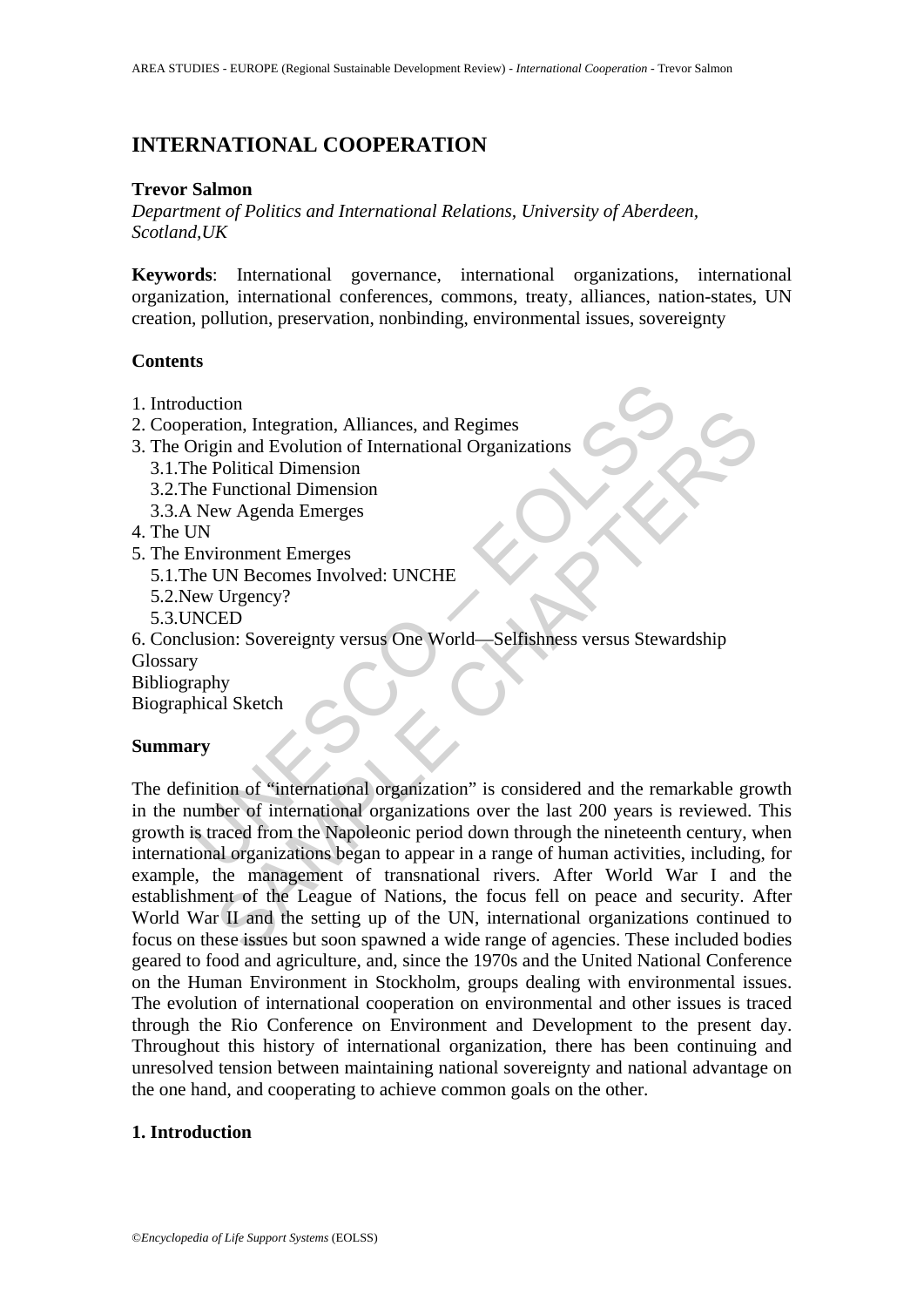# INTERNATIONAL COOPERATION

**Trevor Salmon**

*Department of Politics and International Relations, University of Aberdeen, Scotland,UK*

**Keywords**: International governance, international organizations, international organization, international conferences, commons, treaty, alliances, nation-states, UN creation, pollution, preservation, nonbinding, environmental issues, sovereignty

**Contents**

1. Introduction
2. Cooperation, Integration, Alliances, and Regimes
3. The Origin and Evolution of International Organizations
   3.1.The Political Dimension
   3.2.The Functional Dimension
   3.3.A New Agenda Emerges
4. The UN
5. The Environment Emerges
   5.1.The UN Becomes Involved: UNCHE
   5.2.New Urgency?
   5.3.UNCED
6. Conclusion: Sovereignty versus One World—Selfishness versus Stewardship

Glossary
Bibliography
Biographical Sketch

**Summary**

The definition of "international organization" is considered and the remarkable growth in the number of international organizations over the last 200 years is reviewed. This growth is traced from the Napoleonic period down through the nineteenth century, when international organizations began to appear in a range of human activities, including, for example, the management of transnational rivers. After World War I and the establishment of the League of Nations, the focus fell on peace and security. After World War II and the setting up of the UN, international organizations continued to focus on these issues but soon spawned a wide range of agencies. These included bodies geared to food and agriculture, and, since the 1970s and the United National Conference on the Human Environment in Stockholm, groups dealing with environmental issues. The evolution of international cooperation on environmental and other issues is traced through the Rio Conference on Environment and Development to the present day. Throughout this history of international organization, there has been continuing and unresolved tension between maintaining national sovereignty and national advantage on the one hand, and cooperating to achieve common goals on the other.

## 1. Introduction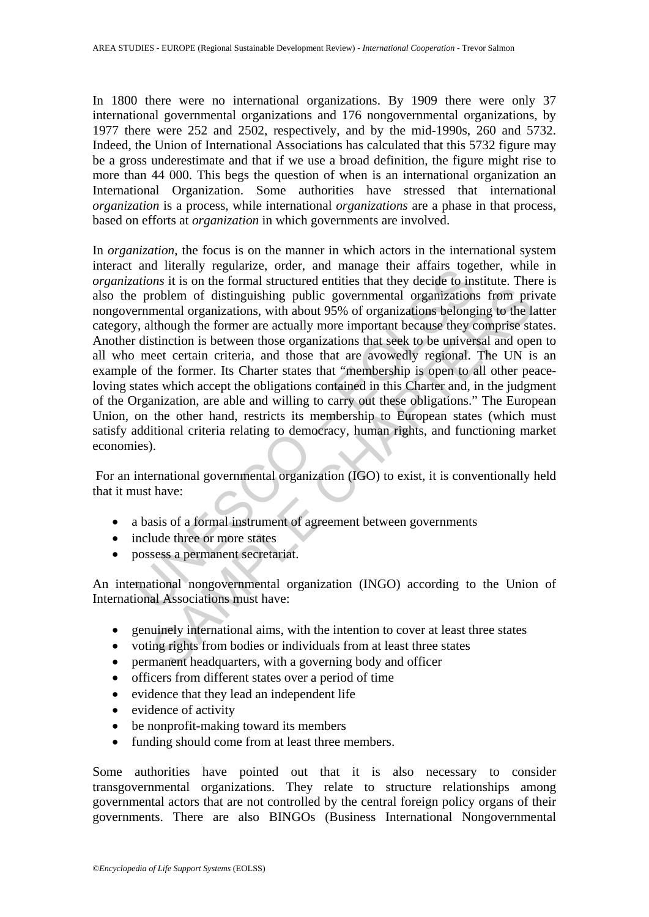In 1800 there were no international organizations. By 1909 there were only 37 international governmental organizations and 176 nongovernmental organizations, by 1977 there were 252 and 2502, respectively, and by the mid-1990s, 260 and 5732. Indeed, the Union of International Associations has calculated that this 5732 figure may be a gross underestimate and that if we use a broad definition, the figure might rise to more than 44 000. This begs the question of when is an international organization an International Organization. Some authorities have stressed that international *organization* is a process, while international *organizations* are a phase in that process, based on efforts at *organization* in which governments are involved.

In *organization*, the focus is on the manner in which actors in the international system interact and literally regularize, order, and manage their affairs together, while in *organizations* it is on the formal structured entities that they decide to institute. There is also the problem of distinguishing public governmental organizations from private nongovernmental organizations, with about 95% of organizations belonging to the latter category, although the former are actually more important because they comprise states. Another distinction is between those organizations that seek to be universal and open to all who meet certain criteria, and those that are avowedly regional. The UN is an example of the former. Its Charter states that "membership is open to all other peace-loving states which accept the obligations contained in this Charter and, in the judgment of the Organization, are able and willing to carry out these obligations." The European Union, on the other hand, restricts its membership to European states (which must satisfy additional criteria relating to democracy, human rights, and functioning market economies).

For an international governmental organization (IGO) to exist, it is conventionally held that it must have:

- a basis of a formal instrument of agreement between governments
- include three or more states
- possess a permanent secretariat.

An international nongovernmental organization (INGO) according to the Union of International Associations must have:

- genuinely international aims, with the intention to cover at least three states
- voting rights from bodies or individuals from at least three states
- permanent headquarters, with a governing body and officer
- officers from different states over a period of time
- evidence that they lead an independent life
- evidence of activity
- be nonprofit-making toward its members
- funding should come from at least three members.

Some authorities have pointed out that it is also necessary to consider transgovernmental organizations. They relate to structure relationships among governmental actors that are not controlled by the central foreign policy organs of their governments. There are also BINGOs (Business International Nongovernmental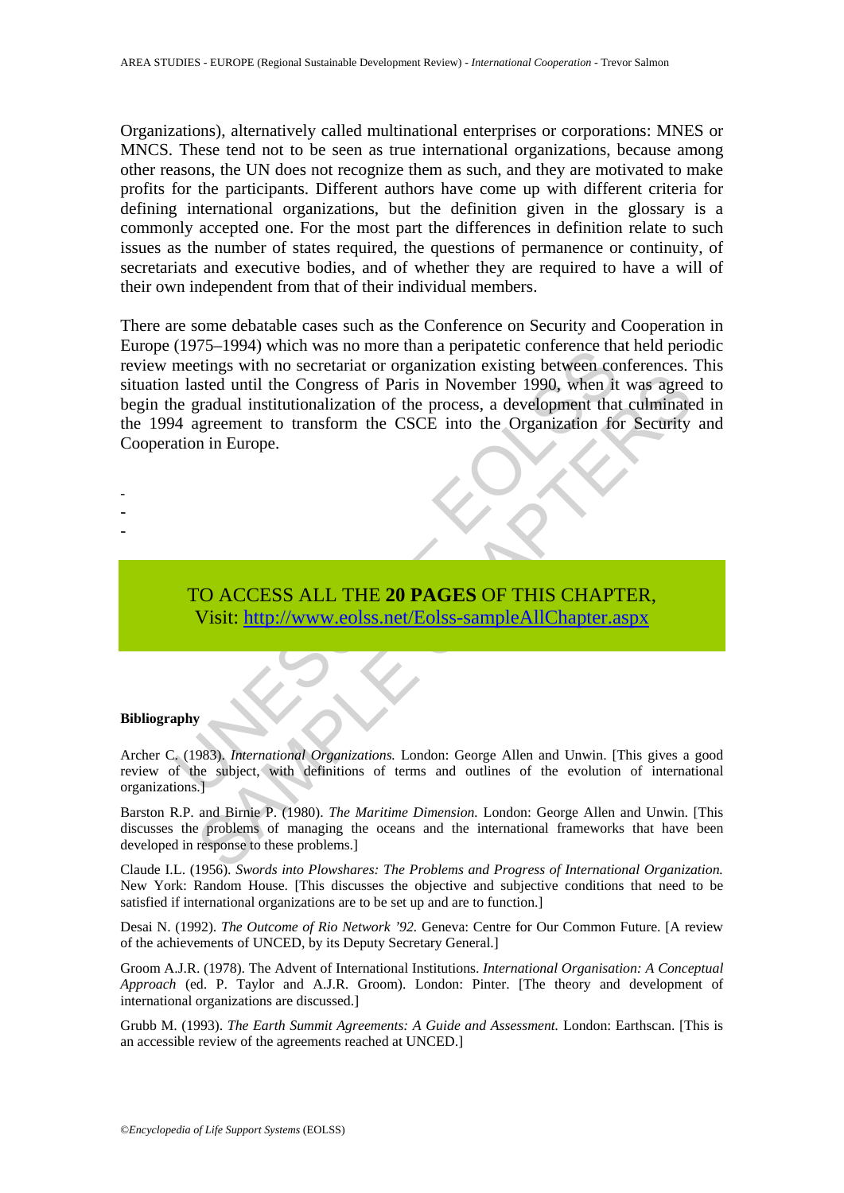Organizations), alternatively called multinational enterprises or corporations: MNES or MNCS. These tend not to be seen as true international organizations, because among other reasons, the UN does not recognize them as such, and they are motivated to make profits for the participants. Different authors have come up with different criteria for defining international organizations, but the definition given in the glossary is a commonly accepted one. For the most part the differences in definition relate to such issues as the number of states required, the questions of permanence or continuity, of secretariats and executive bodies, and of whether they are required to have a will of their own independent from that of their individual members.

There are some debatable cases such as the Conference on Security and Cooperation in Europe (1975–1994) which was no more than a peripatetic conference that held periodic review meetings with no secretariat or organization existing between conferences. This situation lasted until the Congress of Paris in November 1990, when it was agreed to begin the gradual institutionalization of the process, a development that culminated in the 1994 agreement to transform the CSCE into the Organization for Security and Cooperation in Europe.

-
-
-

TO ACCESS ALL THE **20 PAGES** OF THIS CHAPTER,
Visit: http://www.eolss.net/Eolss-sampleAllChapter.aspx

**Bibliography**

Archer C. (1983). *International Organizations.* London: George Allen and Unwin. [This gives a good review of the subject, with definitions of terms and outlines of the evolution of international organizations.]

Barston R.P. and Birnie P. (1980). *The Maritime Dimension.* London: George Allen and Unwin. [This discusses the problems of managing the oceans and the international frameworks that have been developed in response to these problems.]

Claude I.L. (1956). *Swords into Plowshares: The Problems and Progress of International Organization.* New York: Random House. [This discusses the objective and subjective conditions that need to be satisfied if international organizations are to be set up and are to function.]

Desai N. (1992). *The Outcome of Rio Network '92.* Geneva: Centre for Our Common Future. [A review of the achievements of UNCED, by its Deputy Secretary General.]

Groom A.J.R. (1978). The Advent of International Institutions. *International Organisation: A Conceptual Approach* (ed. P. Taylor and A.J.R. Groom). London: Pinter. [The theory and development of international organizations are discussed.]

Grubb M. (1993). *The Earth Summit Agreements: A Guide and Assessment.* London: Earthscan. [This is an accessible review of the agreements reached at UNCED.]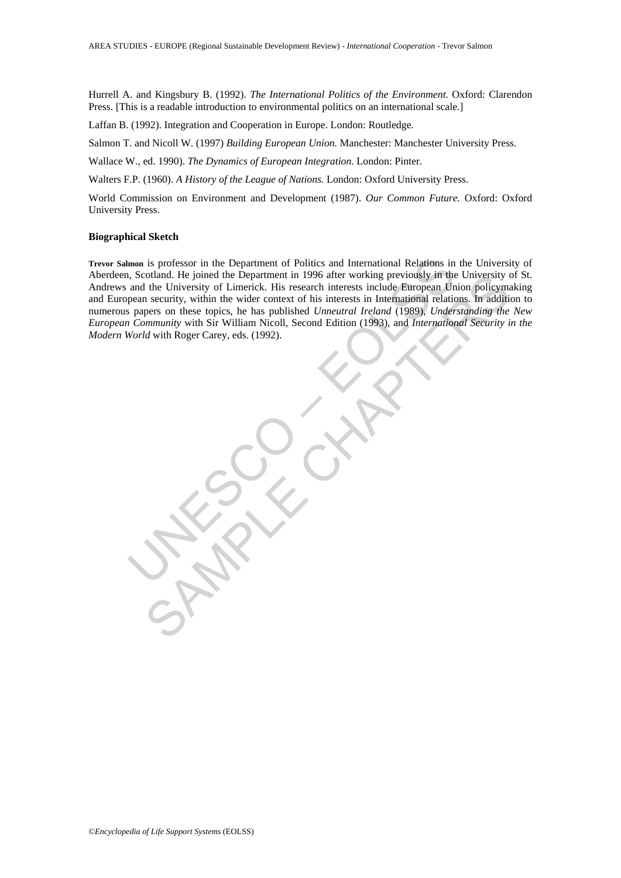Hurrell A. and Kingsbury B. (1992). *The International Politics of the Environment.* Oxford: Clarendon Press. [This is a readable introduction to environmental politics on an international scale.]

Laffan B. (1992). Integration and Cooperation in Europe. London: Routledge.

Salmon T. and Nicoll W. (1997) *Building European Union.* Manchester: Manchester University Press.

Wallace W., ed. 1990). *The Dynamics of European Integration.* London: Pinter.

Walters F.P. (1960). *A History of the League of Nations.* London: Oxford University Press.

World Commission on Environment and Development (1987). *Our Common Future.* Oxford: Oxford University Press.

#### Biographical Sketch

**Trevor Salmon** is professor in the Department of Politics and International Relations in the University of Aberdeen, Scotland. He joined the Department in 1996 after working previously in the University of St. Andrews and the University of Limerick. His research interests include European Union policymaking and European security, within the wider context of his interests in International relations. In addition to numerous papers on these topics, he has published *Unneutral Ireland* (1989), *Understanding the New European Community* with Sir William Nicoll, Second Edition (1993), and *International Security in the Modern World* with Roger Carey, eds. (1992).